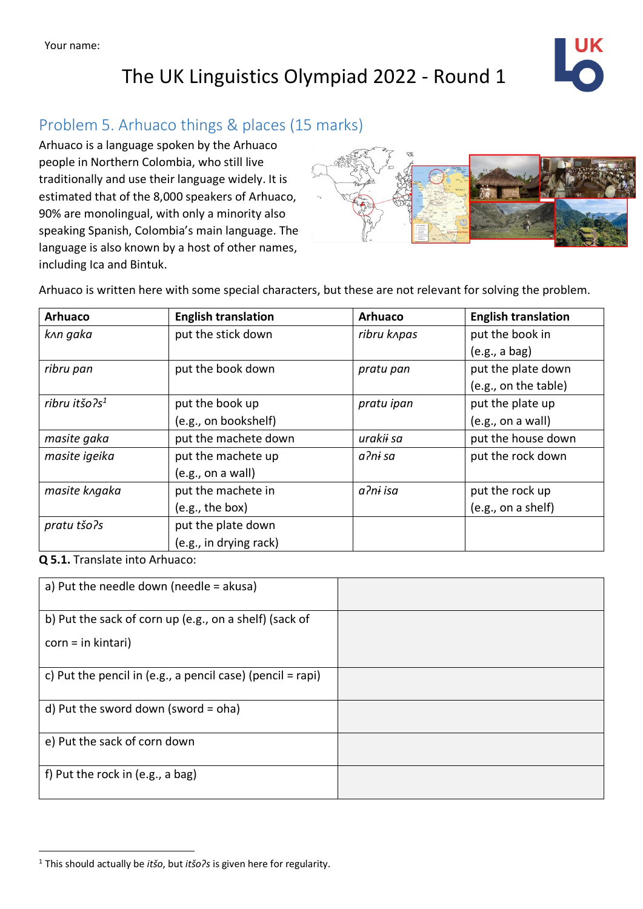Your name:

# The UK Linguistics Olympiad 2022 - Round 1

## Problem 5. Arhuaco things & places (15 marks)

Arhuaco is a language spoken by the Arhuaco people in Northern Colombia, who still live traditionally and use their language widely. It is estimated that of the 8,000 speakers of Arhuaco, 90% are monolingual, with only a minority also speaking Spanish, Colombia's main language. The language is also known by a host of other names, including Ica and Bintuk.

Arhuaco is written here with some special characters, but these are not relevant for solving the problem.

| Arhuaco | English translation | Arhuaco | English translation |
|---|---|---|---|
| *kʌn gaka* | put the stick down | *ribru kʌpas* | put the book in (e.g., a bag) |
| *ribru pan* | put the book down | *pratu pan* | put the plate down (e.g., on the table) |
| *ribru itšoʔs*[1] | put the book up (e.g., on bookshelf) | *pratu ipan* | put the plate up (e.g., on a wall) |
| *masite gaka* | put the machete down | *urakiɨ sa* | put the house down |
| *masite igeika* | put the machete up (e.g., on a wall) | *aʔnɨ sa* | put the rock down |
| *masite kʌgaka* | put the machete in (e.g., the box) | *aʔnɨ isa* | put the rock up (e.g., on a shelf) |
| *pratu tšoʔs* | put the plate down (e.g., in drying rack) | | |

**Q 5.1.** Translate into Arhuaco:

| | |
|---|---|
| a) Put the needle down (needle = akusa) | |
| b) Put the sack of corn up (e.g., on a shelf) (sack of corn = in kintari) | |
| c) Put the pencil in (e.g., a pencil case) (pencil = rapi) | |
| d) Put the sword down (sword = oha) | |
| e) Put the sack of corn down | |
| f) Put the rock in (e.g., a bag) | |

[1] This should actually be *itšo*, but *itšoʔs* is given here for regularity.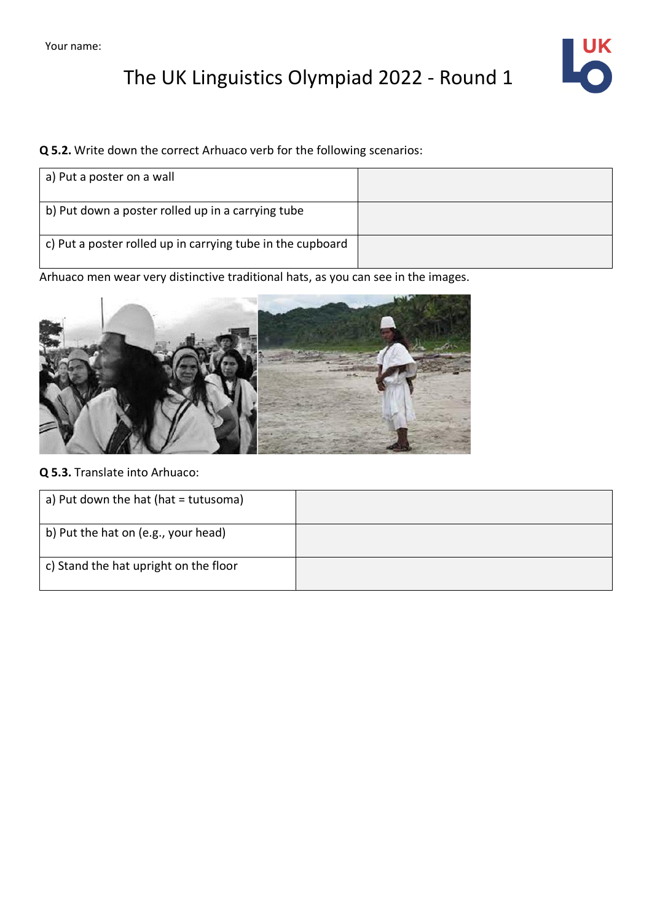Your name:

# The UK Linguistics Olympiad 2022 - Round 1

**Q 5.2.** Write down the correct Arhuaco verb for the following scenarios:

| | |
|---|---|
| a) Put a poster on a wall | |
| b) Put down a poster rolled up in a carrying tube | |
| c) Put a poster rolled up in carrying tube in the cupboard | |

Arhuaco men wear very distinctive traditional hats, as you can see in the images.

**Q 5.3.** Translate into Arhuaco:

| | |
|---|---|
| a) Put down the hat (hat = tutusoma) | |
| b) Put the hat on (e.g., your head) | |
| c) Stand the hat upright on the floor | |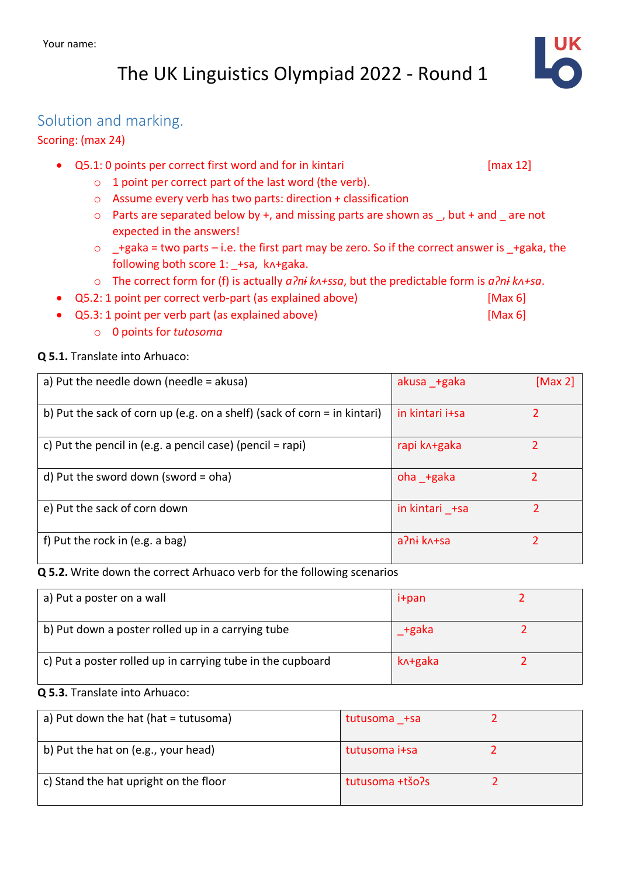Your name:

# The UK Linguistics Olympiad 2022 - Round 1

## Solution and marking.

Scoring: (max 24)

- Q5.1: 0 points per correct first word and for in kintari [max 12]
  - 1 point per correct part of the last word (the verb).
  - Assume every verb has two parts: direction + classification
  - Parts are separated below by +, and missing parts are shown as _, but + and _ are not expected in the answers!
  - _+gaka = two parts – i.e. the first part may be zero. So if the correct answer is _+gaka, the following both score 1: _+sa, kʌ+gaka.
  - The correct form for (f) is actually *aʔnɨ kʌ+ssa*, but the predictable form is *aʔnɨ kʌ+sa*.
- Q5.2: 1 point per correct verb-part (as explained above) [Max 6]
- Q5.3: 1 point per verb part (as explained above) [Max 6]
  - 0 points for *tutusoma*

**Q 5.1.** Translate into Arhuaco:

| | | |
|---|---|---|
| a) Put the needle down (needle = akusa) | akusa _+gaka | [Max 2] |
| b) Put the sack of corn up (e.g. on a shelf) (sack of corn = in kintari) | in kintari i+sa | 2 |
| c) Put the pencil in (e.g. a pencil case) (pencil = rapi) | rapi kʌ+gaka | 2 |
| d) Put the sword down (sword = oha) | oha _+gaka | 2 |
| e) Put the sack of corn down | in kintari _+sa | 2 |
| f) Put the rock in (e.g. a bag) | aʔnɨ kʌ+sa | 2 |

**Q 5.2.** Write down the correct Arhuaco verb for the following scenarios

| | | |
|---|---|---|
| a) Put a poster on a wall | i+pan | 2 |
| b) Put down a poster rolled up in a carrying tube | _+gaka | 2 |
| c) Put a poster rolled up in carrying tube in the cupboard | kʌ+gaka | 2 |

**Q 5.3.** Translate into Arhuaco:

| | | |
|---|---|---|
| a) Put down the hat (hat = tutusoma) | tutusoma _+sa | 2 |
| b) Put the hat on (e.g., your head) | tutusoma i+sa | 2 |
| c) Stand the hat upright on the floor | tutusoma +tšoʔs | 2 |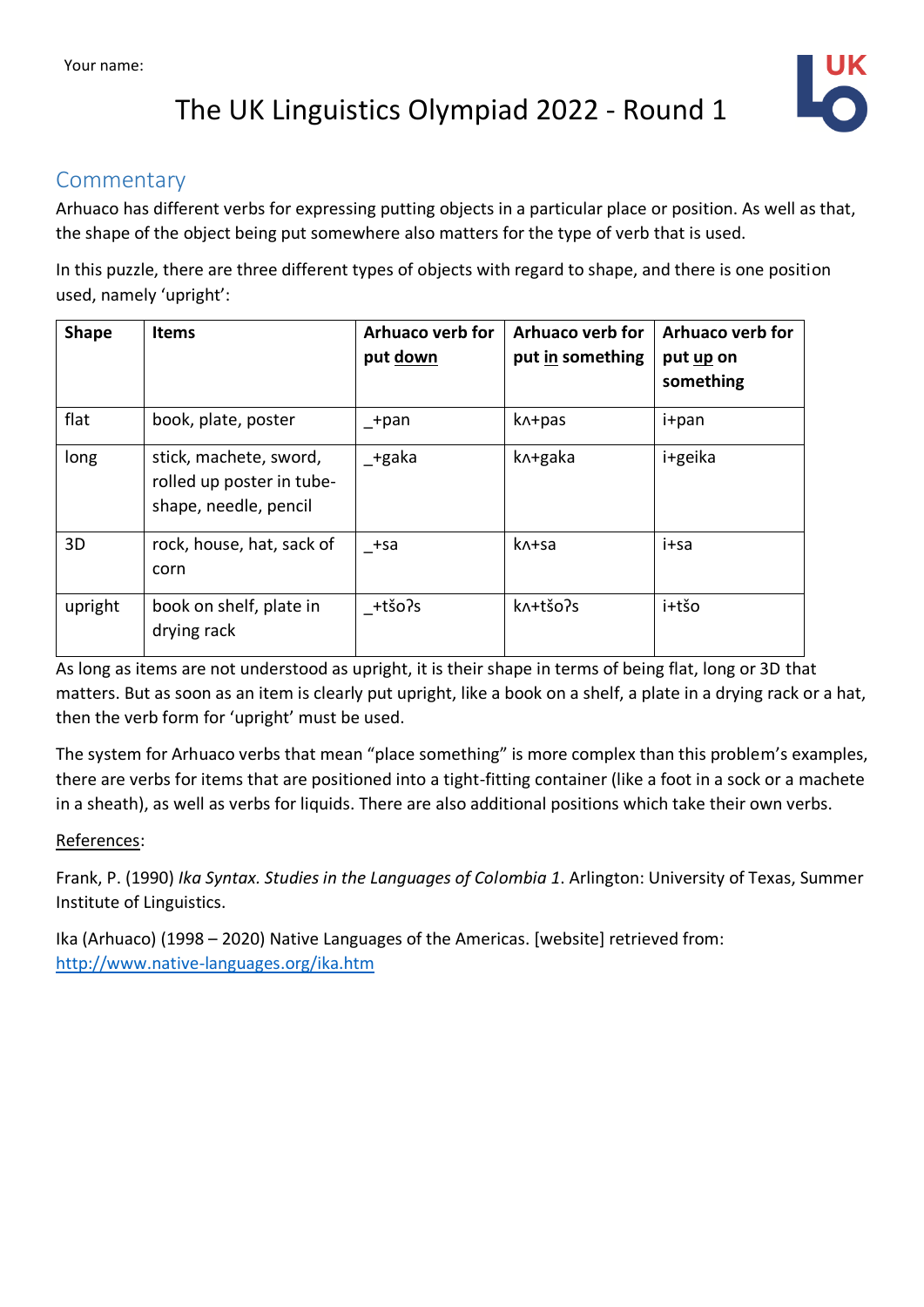Your name:

# The UK Linguistics Olympiad 2022 - Round 1

## Commentary

Arhuaco has different verbs for expressing putting objects in a particular place or position. As well as that, the shape of the object being put somewhere also matters for the type of verb that is used.

In this puzzle, there are three different types of objects with regard to shape, and there is one position used, namely 'upright':

| Shape | Items | Arhuaco verb for put <u>down</u> | Arhuaco verb for put <u>in</u> something | Arhuaco verb for put <u>up</u> on something |
|---|---|---|---|---|
| flat | book, plate, poster | _+pan | kʌ+pas | i+pan |
| long | stick, machete, sword, rolled up poster in tube-shape, needle, pencil | _+gaka | kʌ+gaka | i+geika |
| 3D | rock, house, hat, sack of corn | _+sa | kʌ+sa | i+sa |
| upright | book on shelf, plate in drying rack | _+tšoʔs | kʌ+tšoʔs | i+tšo |

As long as items are not understood as upright, it is their shape in terms of being flat, long or 3D that matters. But as soon as an item is clearly put upright, like a book on a shelf, a plate in a drying rack or a hat, then the verb form for 'upright' must be used.

The system for Arhuaco verbs that mean "place something" is more complex than this problem's examples, there are verbs for items that are positioned into a tight-fitting container (like a foot in a sock or a machete in a sheath), as well as verbs for liquids. There are also additional positions which take their own verbs.

<u>References</u>:

Frank, P. (1990) *Ika Syntax. Studies in the Languages of Colombia 1*. Arlington: University of Texas, Summer Institute of Linguistics.

Ika (Arhuaco) (1998 – 2020) Native Languages of the Americas. [website] retrieved from: http://www.native-languages.org/ika.htm